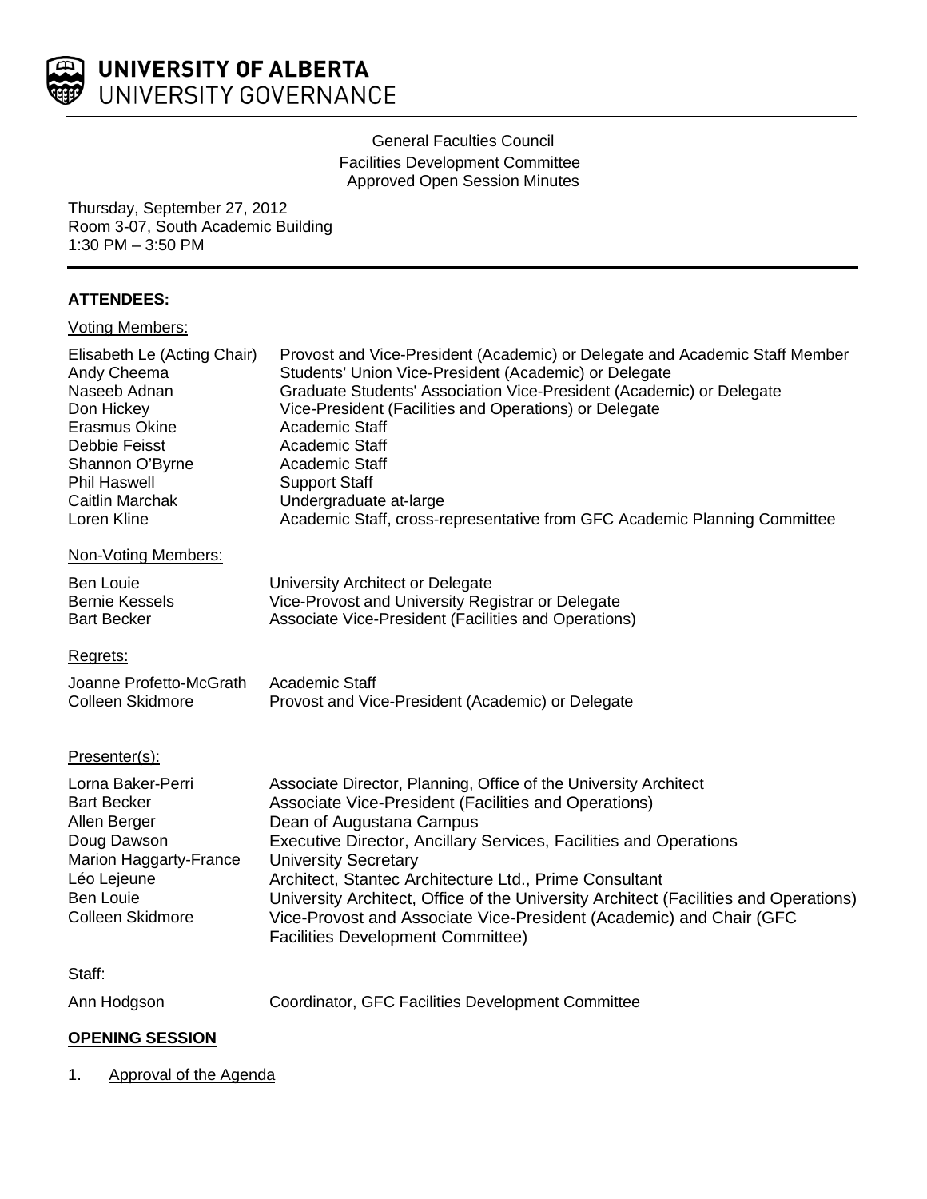UNIVERSITY OF ALBERTA
UNIVERSITY GOVERNANCE

General Faculties Council
Facilities Development Committee
Approved Open Session Minutes

Thursday, September 27, 2012
Room 3-07, South Academic Building
1:30 PM – 3:50 PM

**ATTENDEES:**

Voting Members:

| | |
|---|---|
| Elisabeth Le (Acting Chair) | Provost and Vice-President (Academic) or Delegate and Academic Staff Member |
| Andy Cheema | Students' Union Vice-President (Academic) or Delegate |
| Naseeb Adnan | Graduate Students' Association Vice-President (Academic) or Delegate |
| Don Hickey | Vice-President (Facilities and Operations) or Delegate |
| Erasmus Okine | Academic Staff |
| Debbie Feisst | Academic Staff |
| Shannon O'Byrne | Academic Staff |
| Phil Haswell | Support Staff |
| Caitlin Marchak | Undergraduate at-large |
| Loren Kline | Academic Staff, cross-representative from GFC Academic Planning Committee |

Non-Voting Members:

| | |
|---|---|
| Ben Louie | University Architect or Delegate |
| Bernie Kessels | Vice-Provost and University Registrar or Delegate |
| Bart Becker | Associate Vice-President (Facilities and Operations) |

Regrets:

| | |
|---|---|
| Joanne Profetto-McGrath | Academic Staff |
| Colleen Skidmore | Provost and Vice-President (Academic) or Delegate |

Presenter(s):

| | |
|---|---|
| Lorna Baker-Perri | Associate Director, Planning, Office of the University Architect |
| Bart Becker | Associate Vice-President (Facilities and Operations) |
| Allen Berger | Dean of Augustana Campus |
| Doug Dawson | Executive Director, Ancillary Services, Facilities and Operations |
| Marion Haggarty-France | University Secretary |
| Léo Lejeune | Architect, Stantec Architecture Ltd., Prime Consultant |
| Ben Louie | University Architect, Office of the University Architect (Facilities and Operations) |
| Colleen Skidmore | Vice-Provost and Associate Vice-President (Academic) and Chair (GFC Facilities Development Committee) |

Staff:

| | |
|---|---|
| Ann Hodgson | Coordinator, GFC Facilities Development Committee |

**OPENING SESSION**

1. Approval of the Agenda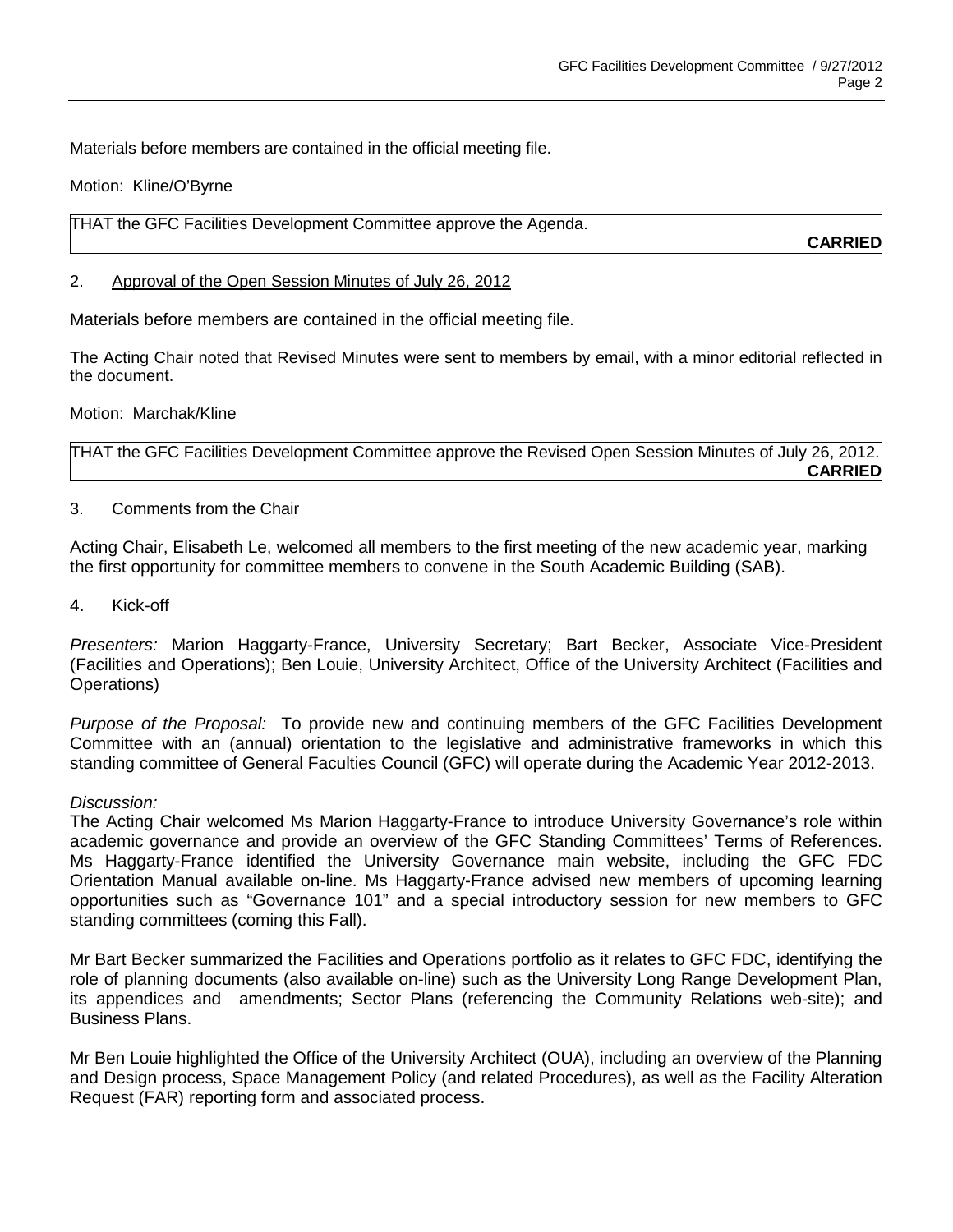Materials before members are contained in the official meeting file.

Motion: Kline/O'Byrne

| THAT the GFC Facilities Development Committee approve the Agenda. **CARRIED** |
|---|

2. Approval of the Open Session Minutes of July 26, 2012

Materials before members are contained in the official meeting file.

The Acting Chair noted that Revised Minutes were sent to members by email, with a minor editorial reflected in the document.

Motion: Marchak/Kline

| THAT the GFC Facilities Development Committee approve the Revised Open Session Minutes of July 26, 2012. **CARRIED** |
|---|

3. Comments from the Chair

Acting Chair, Elisabeth Le, welcomed all members to the first meeting of the new academic year, marking the first opportunity for committee members to convene in the South Academic Building (SAB).

4. Kick-off

*Presenters:* Marion Haggarty-France, University Secretary; Bart Becker, Associate Vice-President (Facilities and Operations); Ben Louie, University Architect, Office of the University Architect (Facilities and Operations)

*Purpose of the Proposal:* To provide new and continuing members of the GFC Facilities Development Committee with an (annual) orientation to the legislative and administrative frameworks in which this standing committee of General Faculties Council (GFC) will operate during the Academic Year 2012-2013.

*Discussion:*

The Acting Chair welcomed Ms Marion Haggarty-France to introduce University Governance's role within academic governance and provide an overview of the GFC Standing Committees' Terms of References. Ms Haggarty-France identified the University Governance main website, including the GFC FDC Orientation Manual available on-line. Ms Haggarty-France advised new members of upcoming learning opportunities such as "Governance 101" and a special introductory session for new members to GFC standing committees (coming this Fall).

Mr Bart Becker summarized the Facilities and Operations portfolio as it relates to GFC FDC, identifying the role of planning documents (also available on-line) such as the University Long Range Development Plan, its appendices and amendments; Sector Plans (referencing the Community Relations web-site); and Business Plans.

Mr Ben Louie highlighted the Office of the University Architect (OUA), including an overview of the Planning and Design process, Space Management Policy (and related Procedures), as well as the Facility Alteration Request (FAR) reporting form and associated process.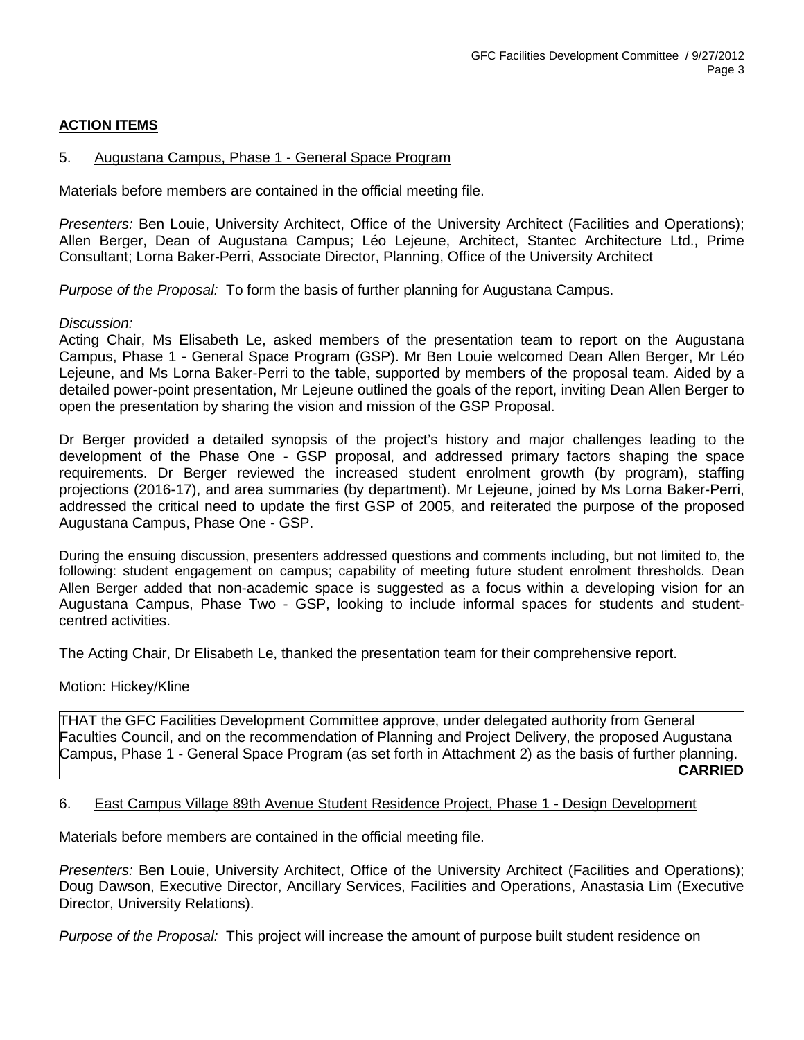**ACTION ITEMS**

5. Augustana Campus, Phase 1 - General Space Program

Materials before members are contained in the official meeting file.

*Presenters:* Ben Louie, University Architect, Office of the University Architect (Facilities and Operations); Allen Berger, Dean of Augustana Campus; Léo Lejeune, Architect, Stantec Architecture Ltd., Prime Consultant; Lorna Baker-Perri, Associate Director, Planning, Office of the University Architect

*Purpose of the Proposal:* To form the basis of further planning for Augustana Campus.

*Discussion:*

Acting Chair, Ms Elisabeth Le, asked members of the presentation team to report on the Augustana Campus, Phase 1 - General Space Program (GSP). Mr Ben Louie welcomed Dean Allen Berger, Mr Léo Lejeune, and Ms Lorna Baker-Perri to the table, supported by members of the proposal team. Aided by a detailed power-point presentation, Mr Lejeune outlined the goals of the report, inviting Dean Allen Berger to open the presentation by sharing the vision and mission of the GSP Proposal.

Dr Berger provided a detailed synopsis of the project's history and major challenges leading to the development of the Phase One - GSP proposal, and addressed primary factors shaping the space requirements. Dr Berger reviewed the increased student enrolment growth (by program), staffing projections (2016-17), and area summaries (by department). Mr Lejeune, joined by Ms Lorna Baker-Perri, addressed the critical need to update the first GSP of 2005, and reiterated the purpose of the proposed Augustana Campus, Phase One - GSP.

During the ensuing discussion, presenters addressed questions and comments including, but not limited to, the following: student engagement on campus; capability of meeting future student enrolment thresholds. Dean Allen Berger added that non-academic space is suggested as a focus within a developing vision for an Augustana Campus, Phase Two - GSP, looking to include informal spaces for students and student-centred activities.

The Acting Chair, Dr Elisabeth Le, thanked the presentation team for their comprehensive report.

Motion: Hickey/Kline

THAT the GFC Facilities Development Committee approve, under delegated authority from General Faculties Council, and on the recommendation of Planning and Project Delivery, the proposed Augustana Campus, Phase 1 - General Space Program (as set forth in Attachment 2) as the basis of further planning.

**CARRIED**

6. East Campus Village 89th Avenue Student Residence Project, Phase 1 - Design Development

Materials before members are contained in the official meeting file.

*Presenters:* Ben Louie, University Architect, Office of the University Architect (Facilities and Operations); Doug Dawson, Executive Director, Ancillary Services, Facilities and Operations, Anastasia Lim (Executive Director, University Relations).

*Purpose of the Proposal:* This project will increase the amount of purpose built student residence on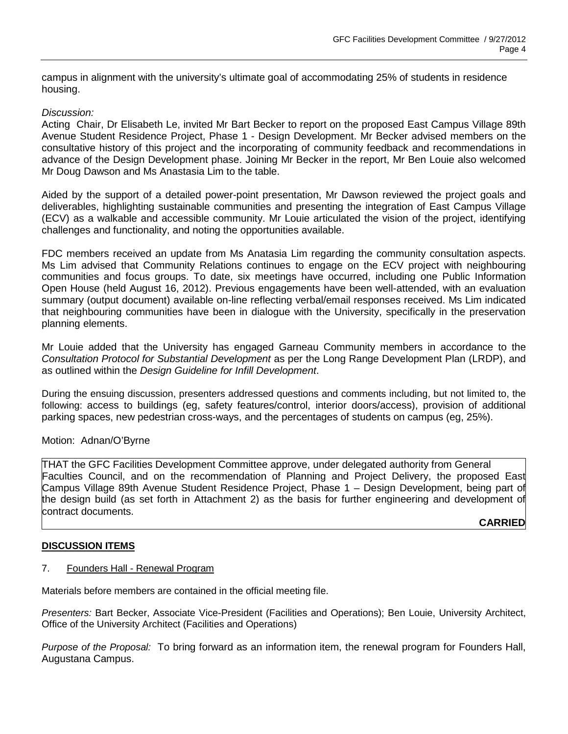campus in alignment with the university's ultimate goal of accommodating 25% of students in residence housing.

*Discussion:*
Acting Chair, Dr Elisabeth Le, invited Mr Bart Becker to report on the proposed East Campus Village 89th Avenue Student Residence Project, Phase 1 - Design Development. Mr Becker advised members on the consultative history of this project and the incorporating of community feedback and recommendations in advance of the Design Development phase. Joining Mr Becker in the report, Mr Ben Louie also welcomed Mr Doug Dawson and Ms Anastasia Lim to the table.

Aided by the support of a detailed power-point presentation, Mr Dawson reviewed the project goals and deliverables, highlighting sustainable communities and presenting the integration of East Campus Village (ECV) as a walkable and accessible community. Mr Louie articulated the vision of the project, identifying challenges and functionality, and noting the opportunities available.

FDC members received an update from Ms Anatasia Lim regarding the community consultation aspects. Ms Lim advised that Community Relations continues to engage on the ECV project with neighbouring communities and focus groups. To date, six meetings have occurred, including one Public Information Open House (held August 16, 2012). Previous engagements have been well-attended, with an evaluation summary (output document) available on-line reflecting verbal/email responses received. Ms Lim indicated that neighbouring communities have been in dialogue with the University, specifically in the preservation planning elements.

Mr Louie added that the University has engaged Garneau Community members in accordance to the *Consultation Protocol for Substantial Development* as per the Long Range Development Plan (LRDP), and as outlined within the *Design Guideline for Infill Development*.

During the ensuing discussion, presenters addressed questions and comments including, but not limited to, the following: access to buildings (eg, safety features/control, interior doors/access), provision of additional parking spaces, new pedestrian cross-ways, and the percentages of students on campus (eg, 25%).

Motion: Adnan/O'Byrne

THAT the GFC Facilities Development Committee approve, under delegated authority from General Faculties Council, and on the recommendation of Planning and Project Delivery, the proposed East Campus Village 89th Avenue Student Residence Project, Phase 1 – Design Development, being part of the design build (as set forth in Attachment 2) as the basis for further engineering and development of contract documents.

**CARRIED**

**DISCUSSION ITEMS**

7. Founders Hall - Renewal Program

Materials before members are contained in the official meeting file.

*Presenters:* Bart Becker, Associate Vice-President (Facilities and Operations); Ben Louie, University Architect, Office of the University Architect (Facilities and Operations)

*Purpose of the Proposal:* To bring forward as an information item, the renewal program for Founders Hall, Augustana Campus.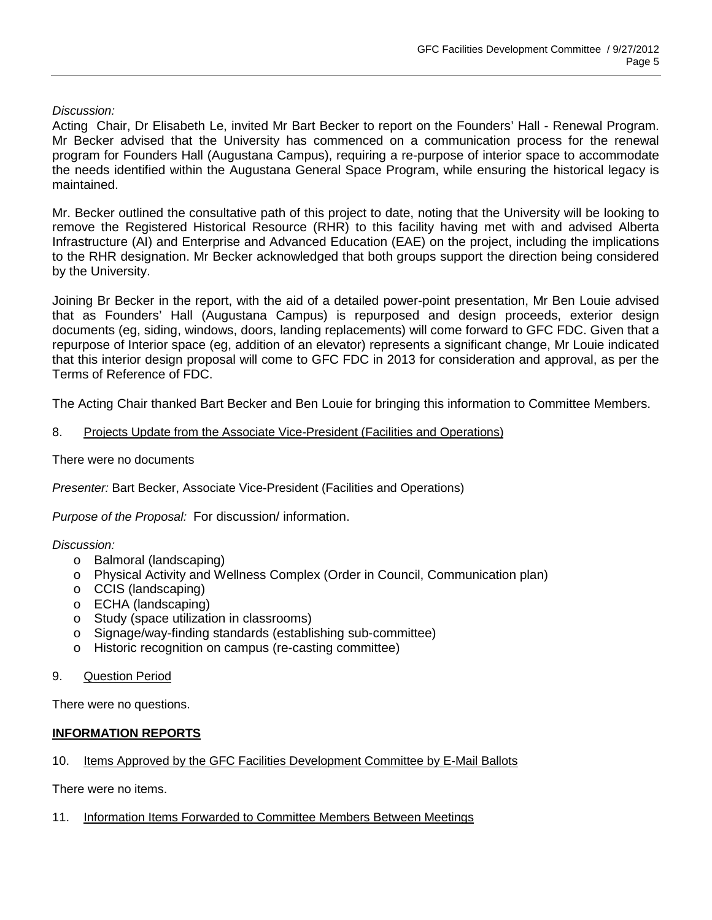*Discussion:*

Acting Chair, Dr Elisabeth Le, invited Mr Bart Becker to report on the Founders' Hall - Renewal Program. Mr Becker advised that the University has commenced on a communication process for the renewal program for Founders Hall (Augustana Campus), requiring a re-purpose of interior space to accommodate the needs identified within the Augustana General Space Program, while ensuring the historical legacy is maintained.

Mr. Becker outlined the consultative path of this project to date, noting that the University will be looking to remove the Registered Historical Resource (RHR) to this facility having met with and advised Alberta Infrastructure (AI) and Enterprise and Advanced Education (EAE) on the project, including the implications to the RHR designation. Mr Becker acknowledged that both groups support the direction being considered by the University.

Joining Br Becker in the report, with the aid of a detailed power-point presentation, Mr Ben Louie advised that as Founders' Hall (Augustana Campus) is repurposed and design proceeds, exterior design documents (eg, siding, windows, doors, landing replacements) will come forward to GFC FDC. Given that a repurpose of Interior space (eg, addition of an elevator) represents a significant change, Mr Louie indicated that this interior design proposal will come to GFC FDC in 2013 for consideration and approval, as per the Terms of Reference of FDC.

The Acting Chair thanked Bart Becker and Ben Louie for bringing this information to Committee Members.

8. Projects Update from the Associate Vice-President (Facilities and Operations)

There were no documents

*Presenter:* Bart Becker, Associate Vice-President (Facilities and Operations)

*Purpose of the Proposal:* For discussion/ information.

*Discussion:*

- Balmoral (landscaping)
- Physical Activity and Wellness Complex (Order in Council, Communication plan)
- CCIS (landscaping)
- ECHA (landscaping)
- Study (space utilization in classrooms)
- Signage/way-finding standards (establishing sub-committee)
- Historic recognition on campus (re-casting committee)

9. Question Period

There were no questions.

**INFORMATION REPORTS**

10. Items Approved by the GFC Facilities Development Committee by E-Mail Ballots

There were no items.

11. Information Items Forwarded to Committee Members Between Meetings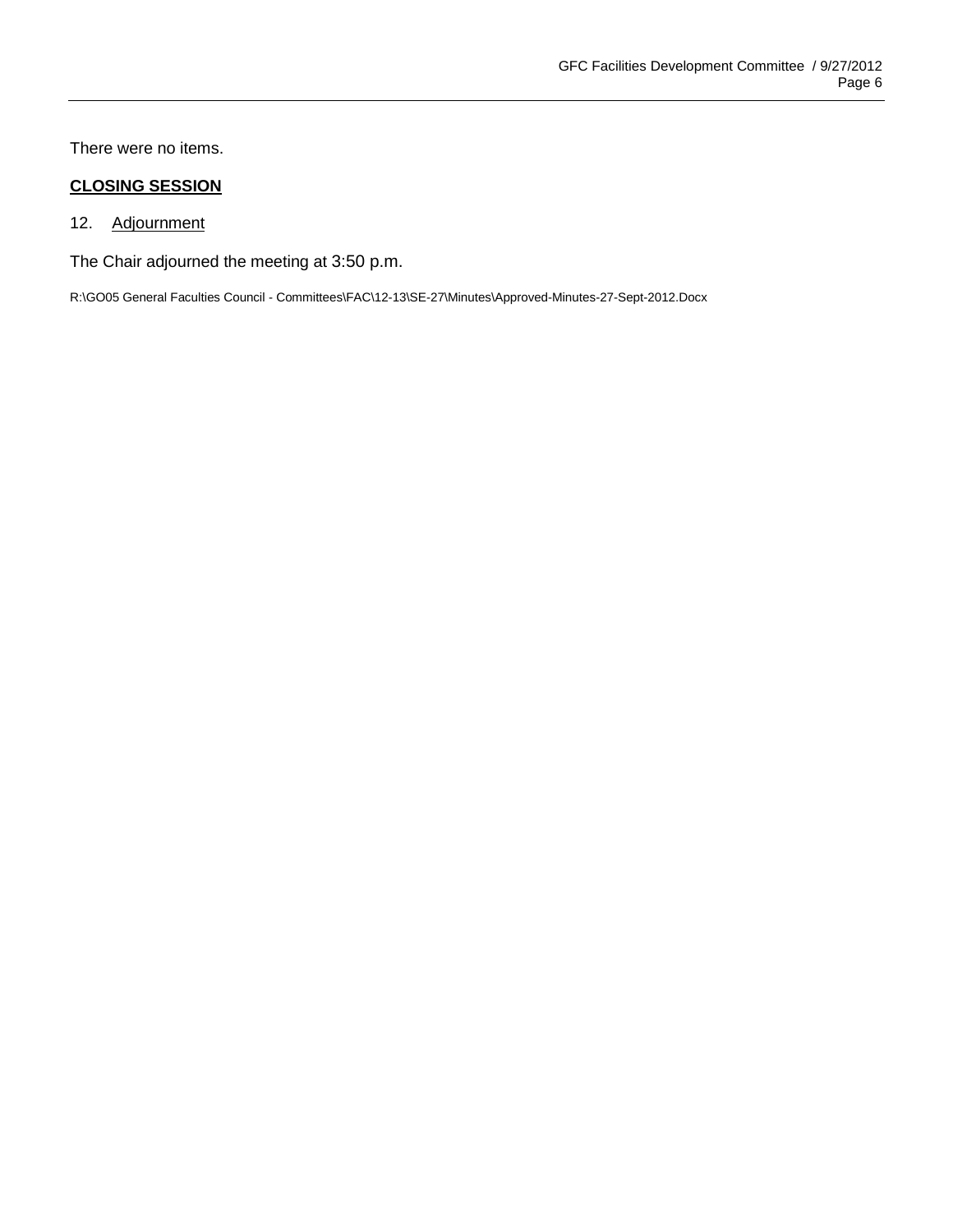There were no items.

## CLOSING SESSION

12. Adjournment

The Chair adjourned the meeting at 3:50 p.m.

R:\GO05 General Faculties Council - Committees\FAC\12-13\SE-27\Minutes\Approved-Minutes-27-Sept-2012.Docx